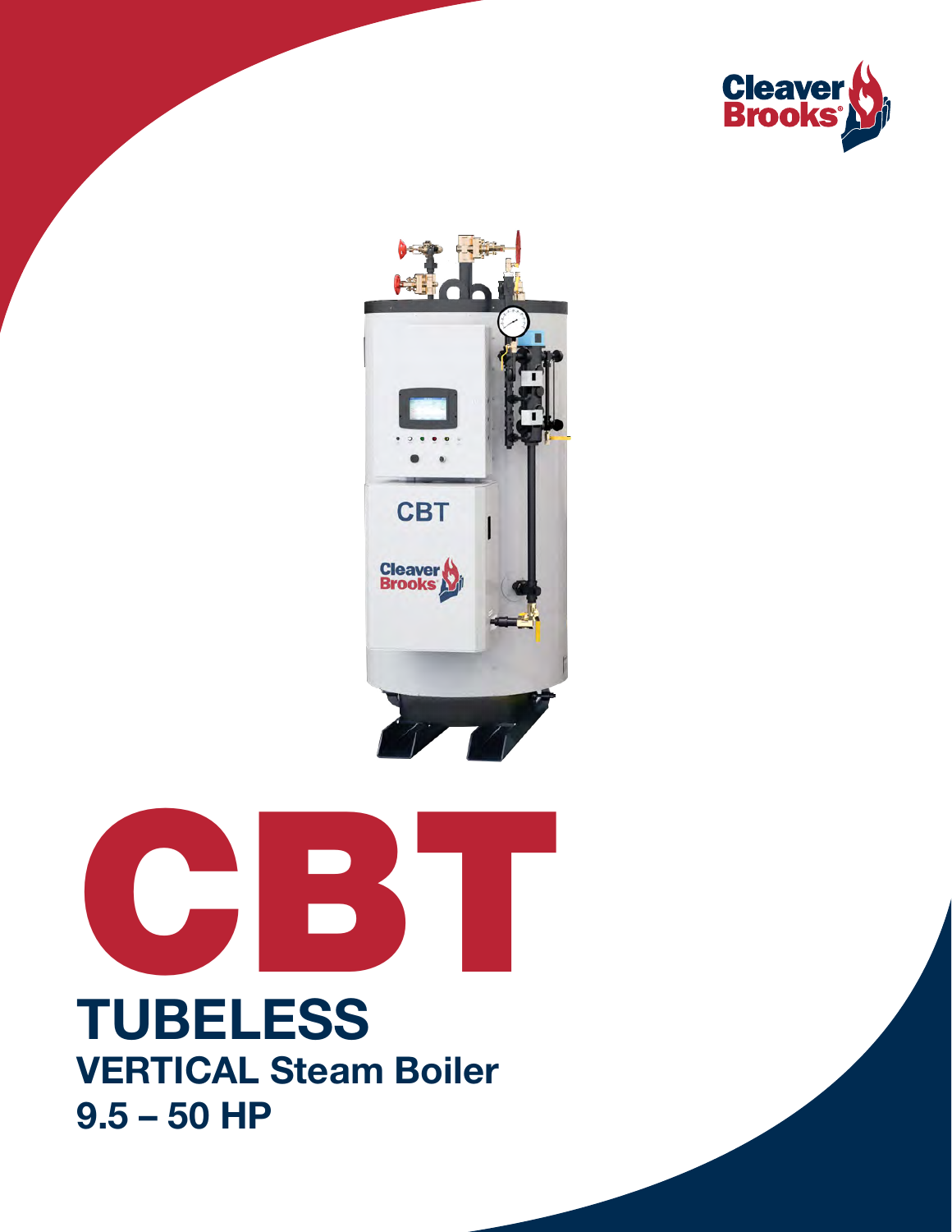# CBT

## TUBELESS

### VERTICAL Steam Boiler

### 9.5 – 50 HP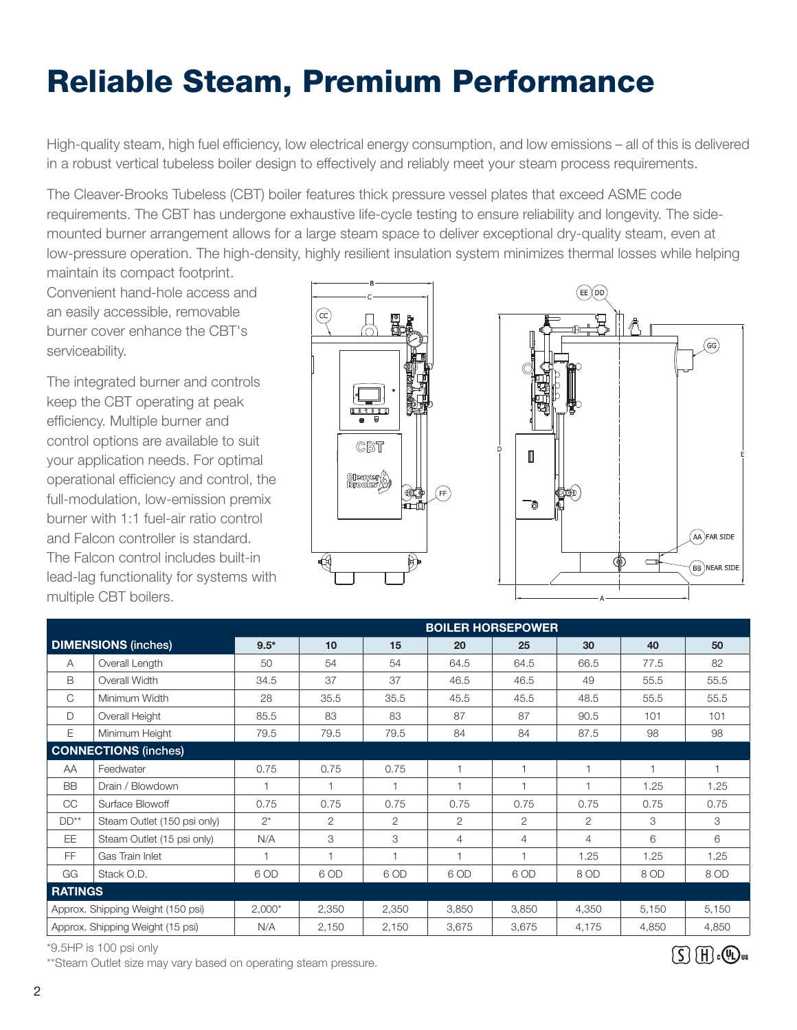# Reliable Steam, Premium Performance

High-quality steam, high fuel efficiency, low electrical energy consumption, and low emissions – all of this is delivered in a robust vertical tubeless boiler design to effectively and reliably meet your steam process requirements.

The Cleaver-Brooks Tubeless (CBT) boiler features thick pressure vessel plates that exceed ASME code requirements. The CBT has undergone exhaustive life-cycle testing to ensure reliability and longevity. The side-mounted burner arrangement allows for a large steam space to deliver exceptional dry-quality steam, even at low-pressure operation. The high-density, highly resilient insulation system minimizes thermal losses while helping maintain its compact footprint. Convenient hand-hole access and an easily accessible, removable burner cover enhance the CBT's serviceability.

The integrated burner and controls keep the CBT operating at peak efficiency. Multiple burner and control options are available to suit your application needs. For optimal operational efficiency and control, the full-modulation, low-emission premix burner with 1:1 fuel-air ratio control and Falcon controller is standard. The Falcon control includes built-in lead-lag functionality for systems with multiple CBT boilers.

| | | BOILER HORSEPOWER | | | | | | | |
|---|---|---|---|---|---|---|---|---|---|
| **DIMENSIONS** (inches) | | **9.5*** | **10** | **15** | **20** | **25** | **30** | **40** | **50** |
| A | Overall Length | 50 | 54 | 54 | 64.5 | 64.5 | 66.5 | 77.5 | 82 |
| B | Overall Width | 34.5 | 37 | 37 | 46.5 | 46.5 | 49 | 55.5 | 55.5 |
| C | Minimum Width | 28 | 35.5 | 35.5 | 45.5 | 45.5 | 48.5 | 55.5 | 55.5 |
| D | Overall Height | 85.5 | 83 | 83 | 87 | 87 | 90.5 | 101 | 101 |
| E | Minimum Height | 79.5 | 79.5 | 79.5 | 84 | 84 | 87.5 | 98 | 98 |
| **CONNECTIONS** (inches) | | | | | | | | | |
| AA | Feedwater | 0.75 | 0.75 | 0.75 | 1 | 1 | 1 | 1 | 1 |
| BB | Drain / Blowdown | 1 | 1 | 1 | 1 | 1 | 1 | 1.25 | 1.25 |
| CC | Surface Blowoff | 0.75 | 0.75 | 0.75 | 0.75 | 0.75 | 0.75 | 0.75 | 0.75 |
| DD** | Steam Outlet (150 psi only) | 2* | 2 | 2 | 2 | 2 | 2 | 3 | 3 |
| EE | Steam Outlet (15 psi only) | N/A | 3 | 3 | 4 | 4 | 4 | 6 | 6 |
| FF | Gas Train Inlet | 1 | 1 | 1 | 1 | 1 | 1.25 | 1.25 | 1.25 |
| GG | Stack O.D. | 6 OD | 6 OD | 6 OD | 6 OD | 6 OD | 8 OD | 8 OD | 8 OD |
| **RATINGS** | | | | | | | | | |
| Approx. Shipping Weight (150 psi) | | 2,000* | 2,350 | 2,350 | 3,850 | 3,850 | 4,350 | 5,150 | 5,150 |
| Approx. Shipping Weight (15 psi) | | N/A | 2,150 | 2,150 | 3,675 | 3,675 | 4,175 | 4,850 | 4,850 |

*9.5HP is 100 psi only

**Steam Outlet size may vary based on operating steam pressure.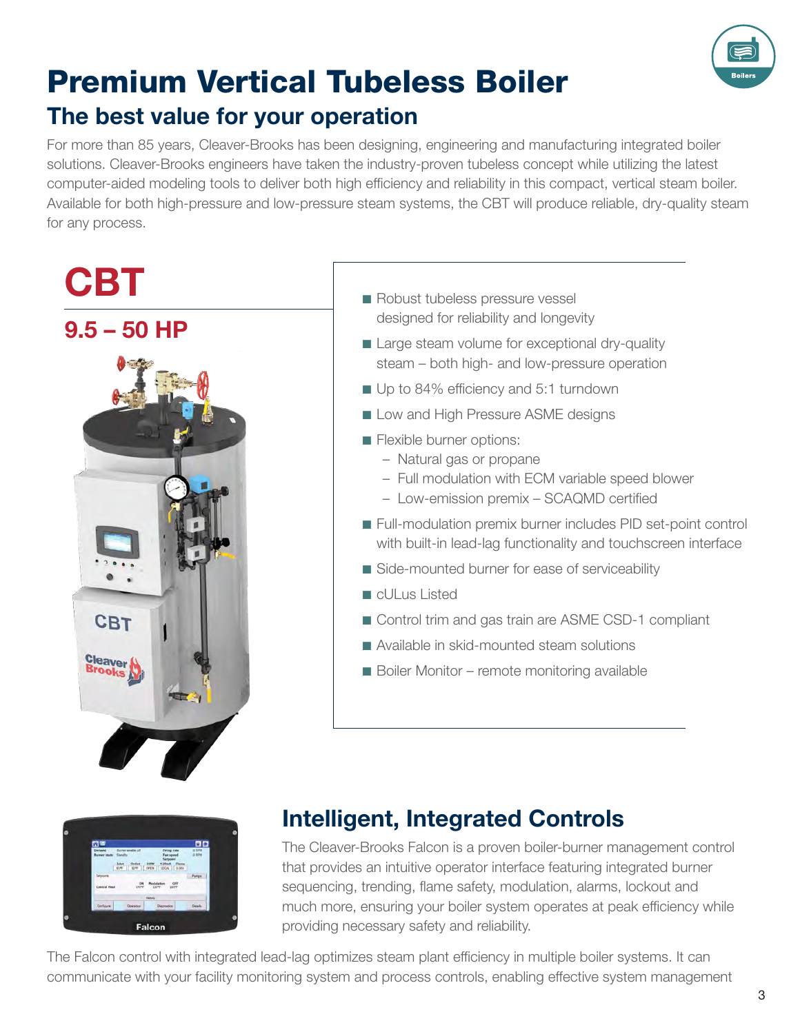# Premium Vertical Tubeless Boiler

## The best value for your operation

For more than 85 years, Cleaver-Brooks has been designing, engineering and manufacturing integrated boiler solutions. Cleaver-Brooks engineers have taken the industry-proven tubeless concept while utilizing the latest computer-aided modeling tools to deliver both high efficiency and reliability in this compact, vertical steam boiler. Available for both high-pressure and low-pressure steam systems, the CBT will produce reliable, dry-quality steam for any process.

## CBT

### 9.5 – 50 HP

- Robust tubeless pressure vessel designed for reliability and longevity
- Large steam volume for exceptional dry-quality steam – both high- and low-pressure operation
- Up to 84% efficiency and 5:1 turndown
- Low and High Pressure ASME designs
- Flexible burner options:
  - Natural gas or propane
  - Full modulation with ECM variable speed blower
  - Low-emission premix – SCAQMD certified
- Full-modulation premix burner includes PID set-point control with built-in lead-lag functionality and touchscreen interface
- Side-mounted burner for ease of serviceability
- cULus Listed
- Control trim and gas train are ASME CSD-1 compliant
- Available in skid-mounted steam solutions
- Boiler Monitor – remote monitoring available

## Intelligent, Integrated Controls

The Cleaver-Brooks Falcon is a proven boiler-burner management control that provides an intuitive operator interface featuring integrated burner sequencing, trending, flame safety, modulation, alarms, lockout and much more, ensuring your boiler system operates at peak efficiency while providing necessary safety and reliability.

The Falcon control with integrated lead-lag optimizes steam plant efficiency in multiple boiler systems. It can communicate with your facility monitoring system and process controls, enabling effective system management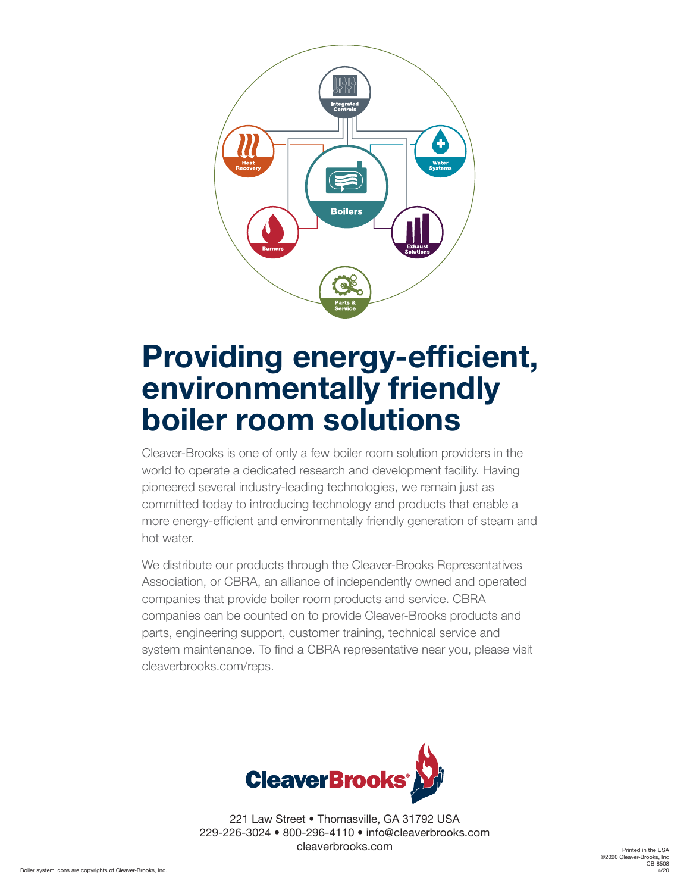Integrated Controls

Heat Recovery

Water Systems

Boilers

Burners

Exhaust Solutions

Parts & Service

# Providing energy-efficient, environmentally friendly boiler room solutions

Cleaver-Brooks is one of only a few boiler room solution providers in the world to operate a dedicated research and development facility. Having pioneered several industry-leading technologies, we remain just as committed today to introducing technology and products that enable a more energy-efficient and environmentally friendly generation of steam and hot water.

We distribute our products through the Cleaver-Brooks Representatives Association, or CBRA, an alliance of independently owned and operated companies that provide boiler room products and service. CBRA companies can be counted on to provide Cleaver-Brooks products and parts, engineering support, customer training, technical service and system maintenance. To find a CBRA representative near you, please visit cleaverbrooks.com/reps.

CleaverBrooks®

221 Law Street • Thomasville, GA 31792 USA
229-226-3024 • 800-296-4110 • info@cleaverbrooks.com
cleaverbrooks.com

Boiler system icons are copyrights of Cleaver-Brooks, Inc.

Printed in the USA
©2020 Cleaver-Brooks, Inc
CB-8508
4/20